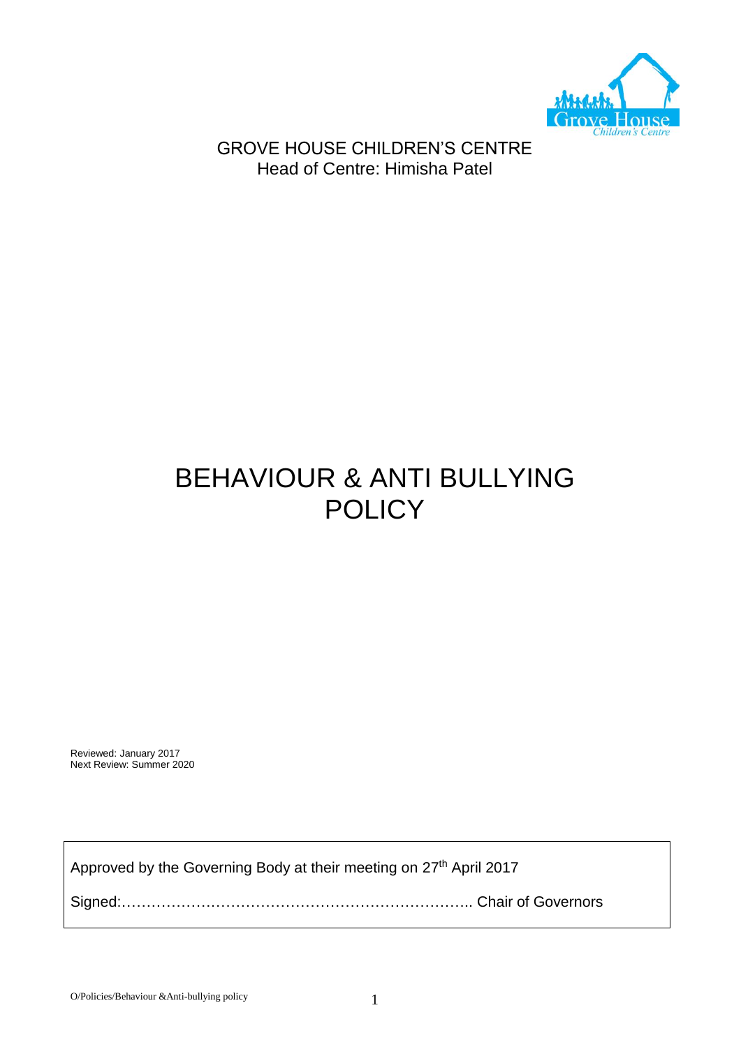GROVE HOUSE CHILDREN'S CENTRE
Head of Centre: Himisha Patel

# BEHAVIOUR & ANTI BULLYING POLICY

Reviewed: January 2017
Next Review: Summer 2020

Approved by the Governing Body at their meeting on 27th April 2017

Signed:………………………………………………………….. Chair of Governors

O/Policies/Behaviour &Anti-bullying policy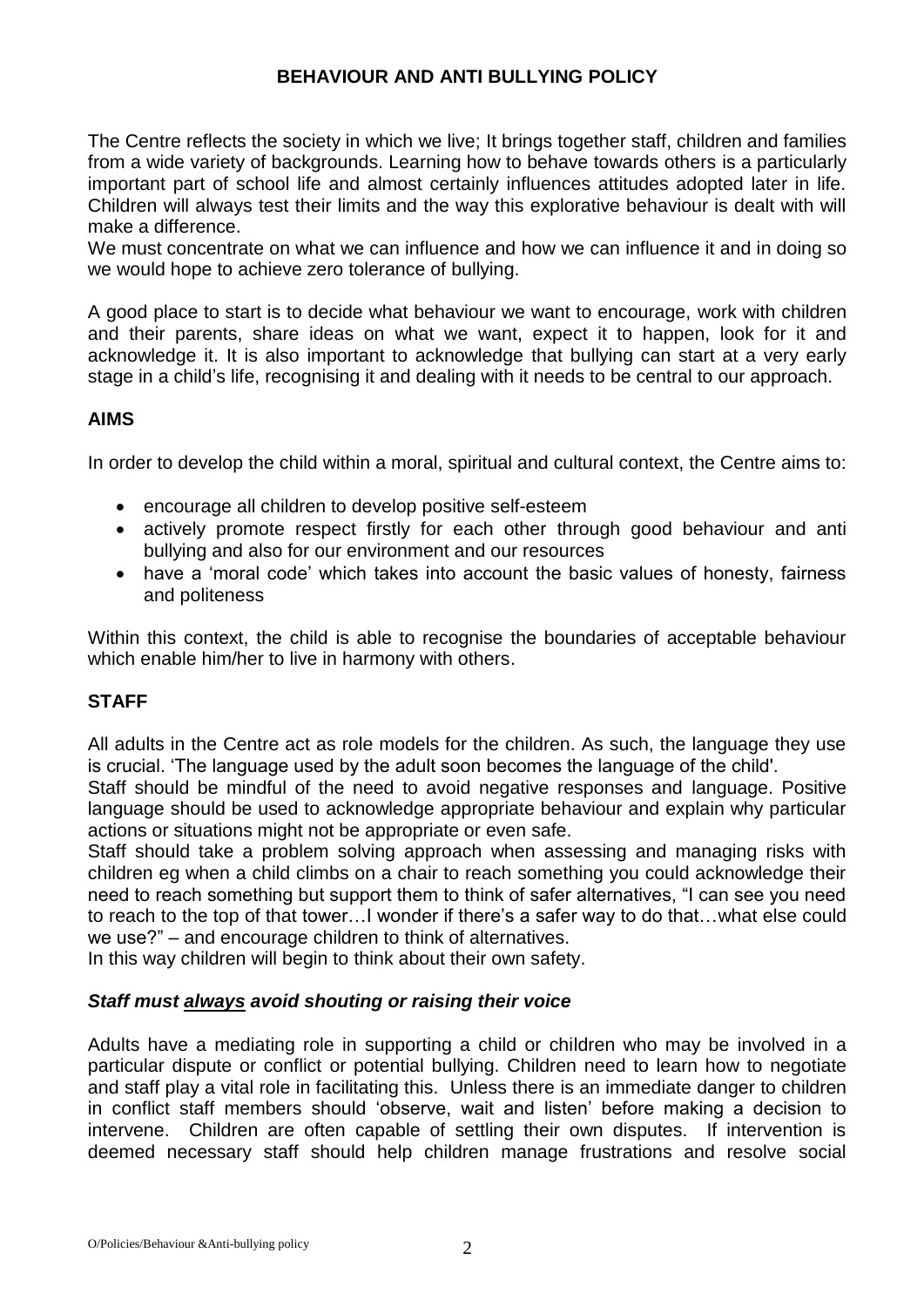## BEHAVIOUR AND ANTI BULLYING POLICY

The Centre reflects the society in which we live; It brings together staff, children and families from a wide variety of backgrounds. Learning how to behave towards others is a particularly important part of school life and almost certainly influences attitudes adopted later in life. Children will always test their limits and the way this explorative behaviour is dealt with will make a difference.

We must concentrate on what we can influence and how we can influence it and in doing so we would hope to achieve zero tolerance of bullying.

A good place to start is to decide what behaviour we want to encourage, work with children and their parents, share ideas on what we want, expect it to happen, look for it and acknowledge it. It is also important to acknowledge that bullying can start at a very early stage in a child's life, recognising it and dealing with it needs to be central to our approach.

### AIMS

In order to develop the child within a moral, spiritual and cultural context, the Centre aims to:

- encourage all children to develop positive self-esteem
- actively promote respect firstly for each other through good behaviour and anti bullying and also for our environment and our resources
- have a 'moral code' which takes into account the basic values of honesty, fairness and politeness

Within this context, the child is able to recognise the boundaries of acceptable behaviour which enable him/her to live in harmony with others.

### STAFF

All adults in the Centre act as role models for the children. As such, the language they use is crucial. 'The language used by the adult soon becomes the language of the child'.

Staff should be mindful of the need to avoid negative responses and language. Positive language should be used to acknowledge appropriate behaviour and explain why particular actions or situations might not be appropriate or even safe.

Staff should take a problem solving approach when assessing and managing risks with children eg when a child climbs on a chair to reach something you could acknowledge their need to reach something but support them to think of safer alternatives, "I can see you need to reach to the top of that tower…I wonder if there's a safer way to do that…what else could we use?" – and encourage children to think of alternatives.

In this way children will begin to think about their own safety.

***Staff must <u>always</u> avoid shouting or raising their voice***

Adults have a mediating role in supporting a child or children who may be involved in a particular dispute or conflict or potential bullying. Children need to learn how to negotiate and staff play a vital role in facilitating this. Unless there is an immediate danger to children in conflict staff members should 'observe, wait and listen' before making a decision to intervene. Children are often capable of settling their own disputes. If intervention is deemed necessary staff should help children manage frustrations and resolve social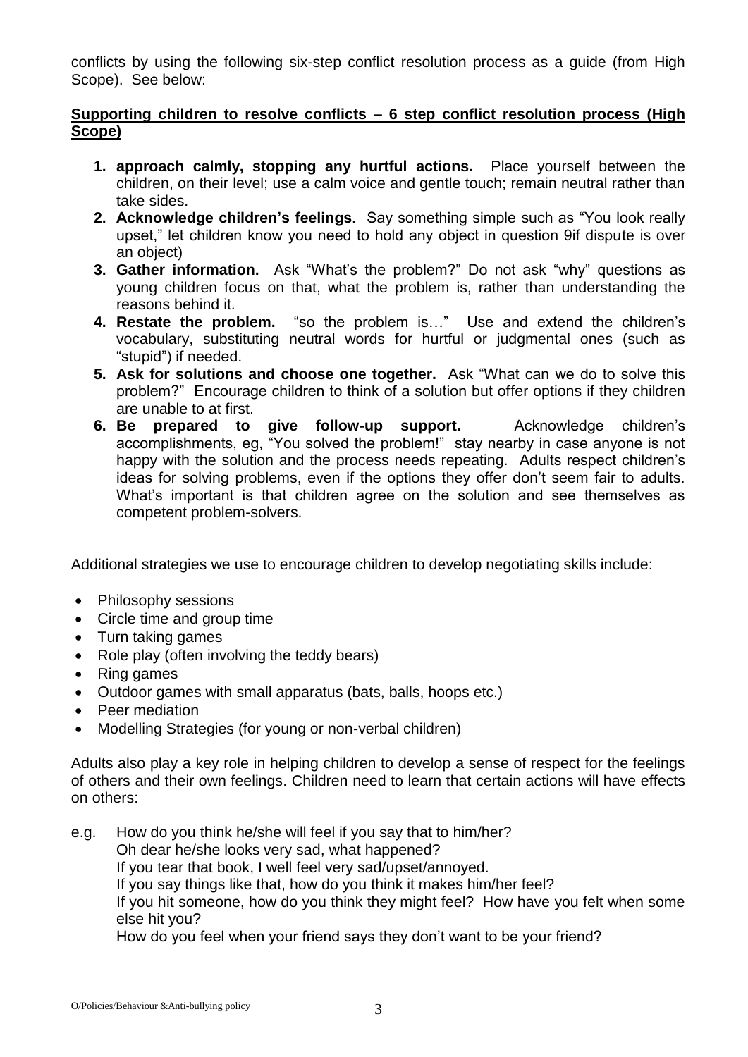conflicts by using the following six-step conflict resolution process as a guide (from High Scope). See below:

**Supporting children to resolve conflicts – 6 step conflict resolution process (High Scope)**

1. **approach calmly, stopping any hurtful actions.** Place yourself between the children, on their level; use a calm voice and gentle touch; remain neutral rather than take sides.
2. **Acknowledge children's feelings.** Say something simple such as "You look really upset," let children know you need to hold any object in question 9if dispute is over an object)
3. **Gather information.** Ask "What's the problem?" Do not ask "why" questions as young children focus on that, what the problem is, rather than understanding the reasons behind it.
4. **Restate the problem.** "so the problem is…" Use and extend the children's vocabulary, substituting neutral words for hurtful or judgmental ones (such as "stupid") if needed.
5. **Ask for solutions and choose one together.** Ask "What can we do to solve this problem?" Encourage children to think of a solution but offer options if they children are unable to at first.
6. **Be prepared to give follow-up support.** Acknowledge children's accomplishments, eg, "You solved the problem!" stay nearby in case anyone is not happy with the solution and the process needs repeating. Adults respect children's ideas for solving problems, even if the options they offer don't seem fair to adults. What's important is that children agree on the solution and see themselves as competent problem-solvers.

Additional strategies we use to encourage children to develop negotiating skills include:

- Philosophy sessions
- Circle time and group time
- Turn taking games
- Role play (often involving the teddy bears)
- Ring games
- Outdoor games with small apparatus (bats, balls, hoops etc.)
- Peer mediation
- Modelling Strategies (for young or non-verbal children)

Adults also play a key role in helping children to develop a sense of respect for the feelings of others and their own feelings. Children need to learn that certain actions will have effects on others:

e.g. How do you think he/she will feel if you say that to him/her?
Oh dear he/she looks very sad, what happened?
If you tear that book, I well feel very sad/upset/annoyed.
If you say things like that, how do you think it makes him/her feel?
If you hit someone, how do you think they might feel? How have you felt when some else hit you?
How do you feel when your friend says they don't want to be your friend?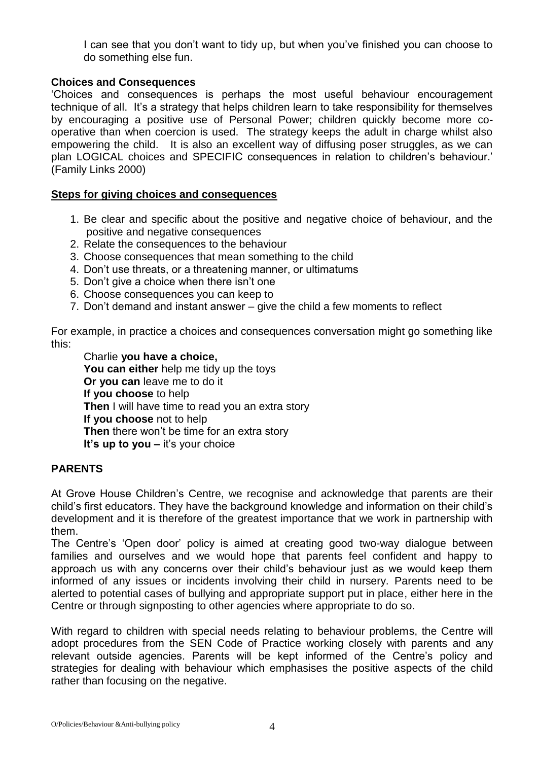I can see that you don't want to tidy up, but when you've finished you can choose to do something else fun.

**Choices and Consequences**

'Choices and consequences is perhaps the most useful behaviour encouragement technique of all. It's a strategy that helps children learn to take responsibility for themselves by encouraging a positive use of Personal Power; children quickly become more co-operative than when coercion is used. The strategy keeps the adult in charge whilst also empowering the child. It is also an excellent way of diffusing poser struggles, as we can plan LOGICAL choices and SPECIFIC consequences in relation to children's behaviour.' (Family Links 2000)

**<u>Steps for giving choices and consequences</u>**

1. Be clear and specific about the positive and negative choice of behaviour, and the positive and negative consequences
2. Relate the consequences to the behaviour
3. Choose consequences that mean something to the child
4. Don't use threats, or a threatening manner, or ultimatums
5. Don't give a choice when there isn't one
6. Choose consequences you can keep to
7. Don't demand and instant answer – give the child a few moments to reflect

For example, in practice a choices and consequences conversation might go something like this:

Charlie **you have a choice,**
**You can either** help me tidy up the toys
**Or you can** leave me to do it
**If you choose** to help
**Then** I will have time to read you an extra story
**If you choose** not to help
**Then** there won't be time for an extra story
**It's up to you –** it's your choice

**PARENTS**

At Grove House Children's Centre, we recognise and acknowledge that parents are their child's first educators. They have the background knowledge and information on their child's development and it is therefore of the greatest importance that we work in partnership with them.

The Centre's 'Open door' policy is aimed at creating good two-way dialogue between families and ourselves and we would hope that parents feel confident and happy to approach us with any concerns over their child's behaviour just as we would keep them informed of any issues or incidents involving their child in nursery. Parents need to be alerted to potential cases of bullying and appropriate support put in place, either here in the Centre or through signposting to other agencies where appropriate to do so.

With regard to children with special needs relating to behaviour problems, the Centre will adopt procedures from the SEN Code of Practice working closely with parents and any relevant outside agencies. Parents will be kept informed of the Centre's policy and strategies for dealing with behaviour which emphasises the positive aspects of the child rather than focusing on the negative.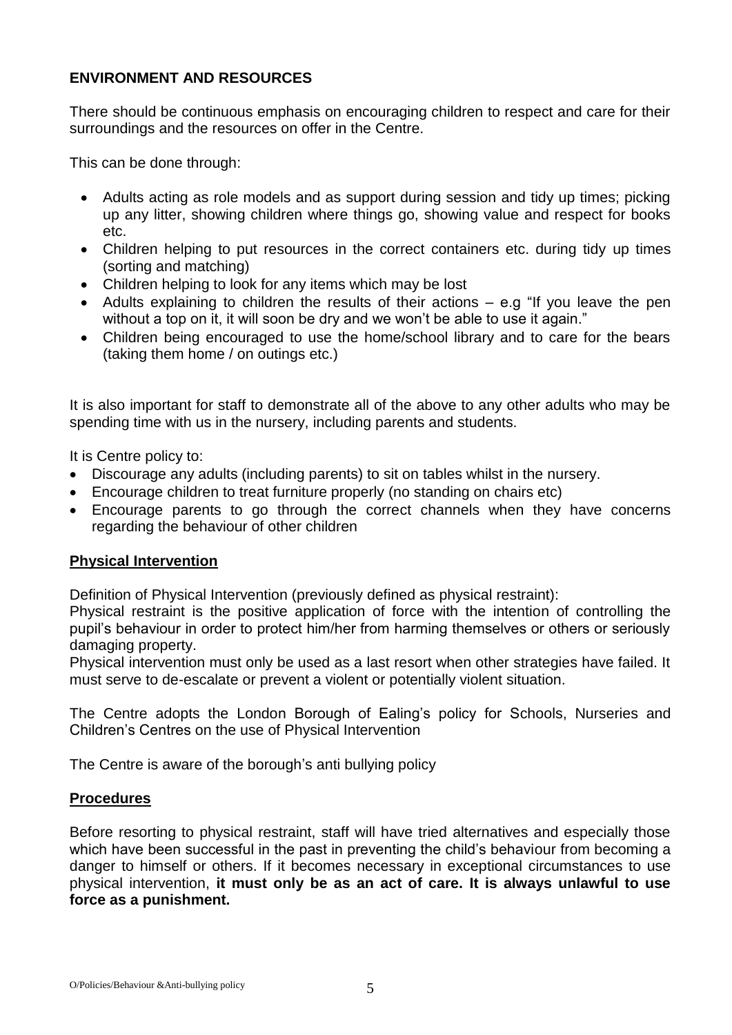## ENVIRONMENT AND RESOURCES

There should be continuous emphasis on encouraging children to respect and care for their surroundings and the resources on offer in the Centre.

This can be done through:

- Adults acting as role models and as support during session and tidy up times; picking up any litter, showing children where things go, showing value and respect for books etc.
- Children helping to put resources in the correct containers etc. during tidy up times (sorting and matching)
- Children helping to look for any items which may be lost
- Adults explaining to children the results of their actions – e.g "If you leave the pen without a top on it, it will soon be dry and we won't be able to use it again."
- Children being encouraged to use the home/school library and to care for the bears (taking them home / on outings etc.)

It is also important for staff to demonstrate all of the above to any other adults who may be spending time with us in the nursery, including parents and students.

It is Centre policy to:

- Discourage any adults (including parents) to sit on tables whilst in the nursery.
- Encourage children to treat furniture properly (no standing on chairs etc)
- Encourage parents to go through the correct channels when they have concerns regarding the behaviour of other children

### Physical Intervention

Definition of Physical Intervention (previously defined as physical restraint):
Physical restraint is the positive application of force with the intention of controlling the pupil's behaviour in order to protect him/her from harming themselves or others or seriously damaging property.
Physical intervention must only be used as a last resort when other strategies have failed. It must serve to de-escalate or prevent a violent or potentially violent situation.

The Centre adopts the London Borough of Ealing's policy for Schools, Nurseries and Children's Centres on the use of Physical Intervention

The Centre is aware of the borough's anti bullying policy

### Procedures

Before resorting to physical restraint, staff will have tried alternatives and especially those which have been successful in the past in preventing the child's behaviour from becoming a danger to himself or others. If it becomes necessary in exceptional circumstances to use physical intervention, **it must only be as an act of care. It is always unlawful to use force as a punishment.**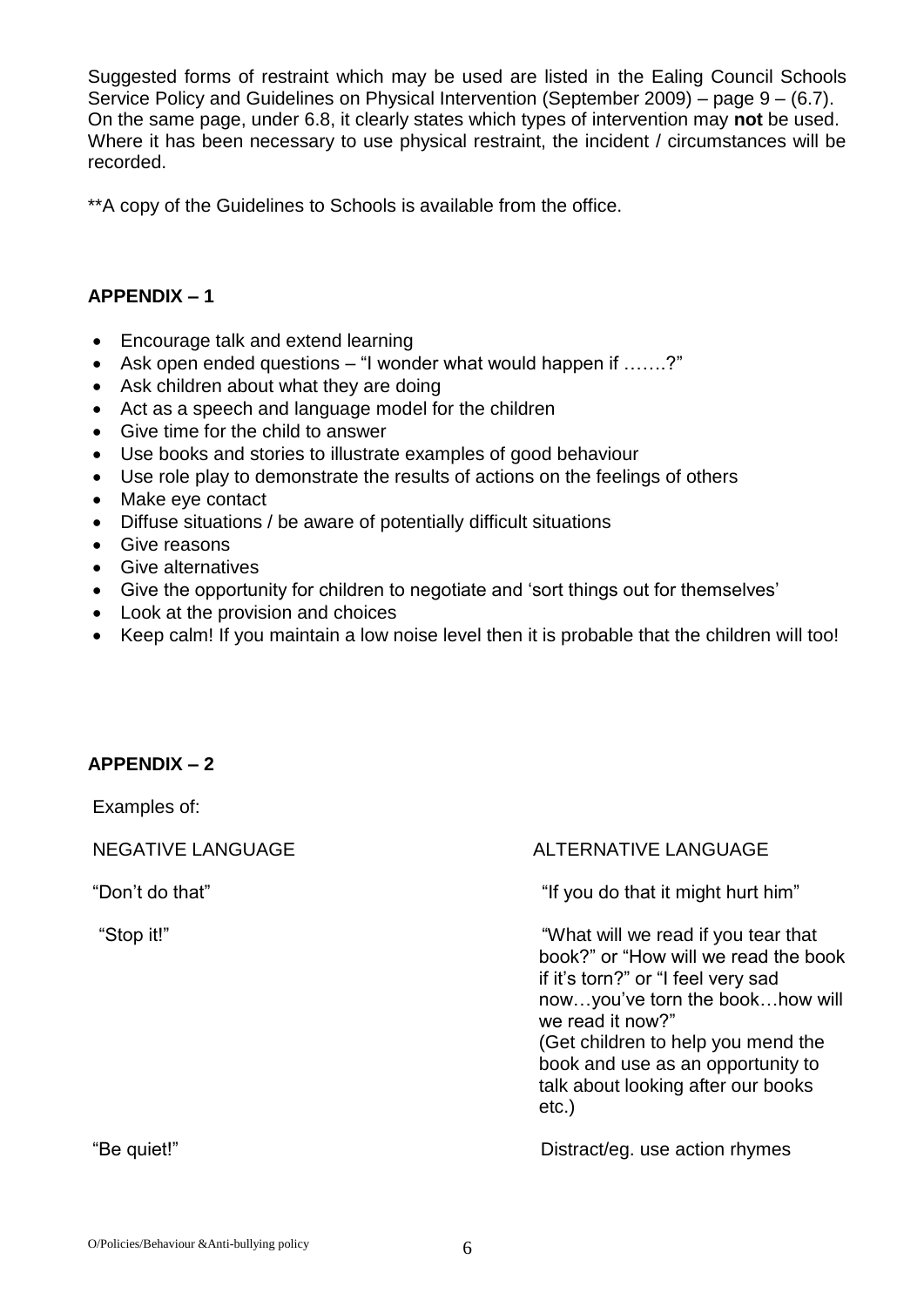Suggested forms of restraint which may be used are listed in the Ealing Council Schools Service Policy and Guidelines on Physical Intervention (September 2009) – page 9 – (6.7). On the same page, under 6.8, it clearly states which types of intervention may **not** be used. Where it has been necessary to use physical restraint, the incident / circumstances will be recorded.

**A copy of the Guidelines to Schools is available from the office.

## APPENDIX – 1

- Encourage talk and extend learning
- Ask open ended questions – "I wonder what would happen if …….?"
- Ask children about what they are doing
- Act as a speech and language model for the children
- Give time for the child to answer
- Use books and stories to illustrate examples of good behaviour
- Use role play to demonstrate the results of actions on the feelings of others
- Make eye contact
- Diffuse situations / be aware of potentially difficult situations
- Give reasons
- Give alternatives
- Give the opportunity for children to negotiate and 'sort things out for themselves'
- Look at the provision and choices
- Keep calm! If you maintain a low noise level then it is probable that the children will too!

## APPENDIX – 2

Examples of:

| NEGATIVE LANGUAGE | ALTERNATIVE LANGUAGE |
|---|---|
| "Don't do that" | "If you do that it might hurt him" |
| "Stop it!" | "What will we read if you tear that book?" or "How will we read the book if it's torn?" or "I feel very sad now…you've torn the book…how will we read it now?" (Get children to help you mend the book and use as an opportunity to talk about looking after our books etc.) |
| "Be quiet!" | Distract/eg. use action rhymes |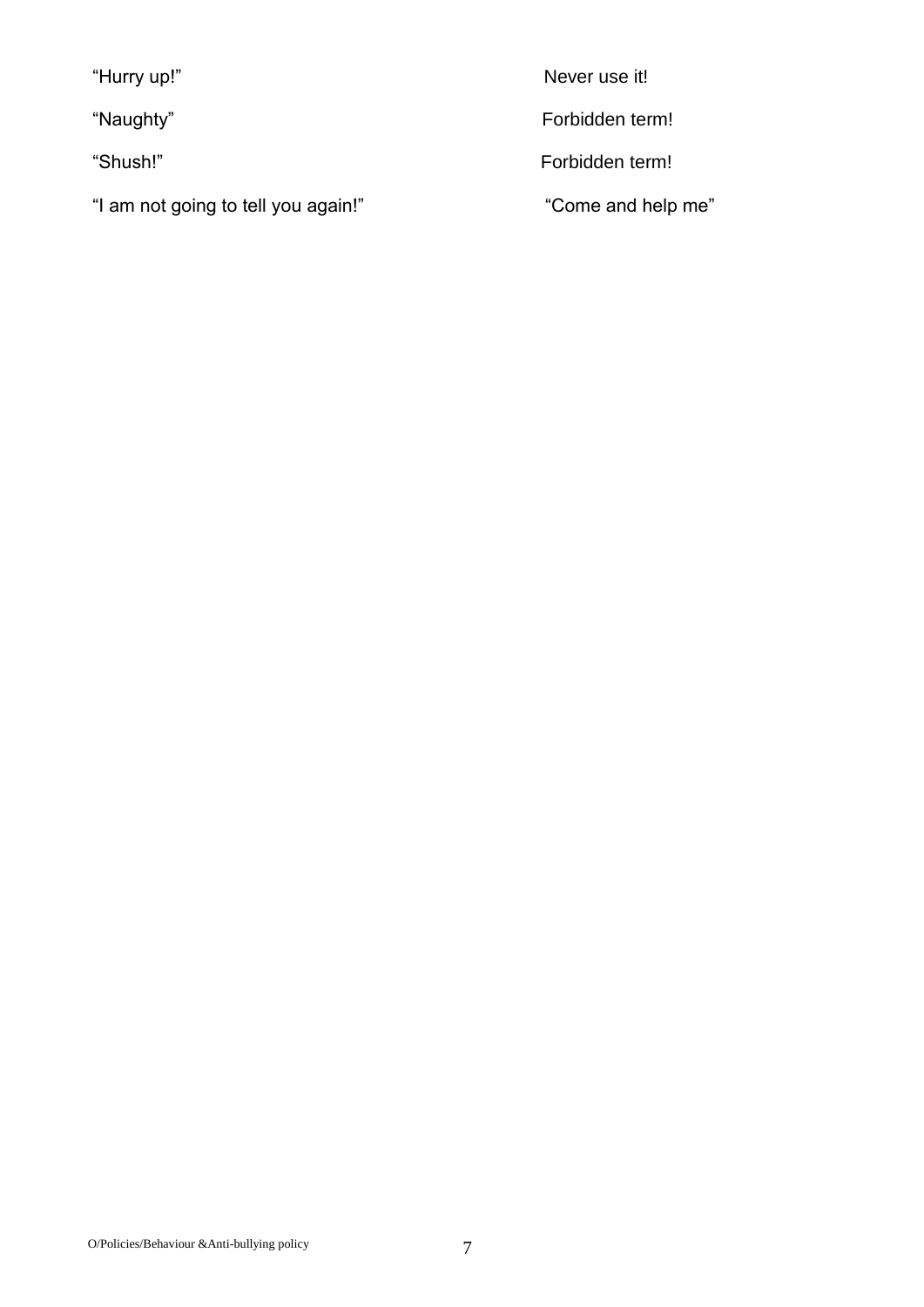| | |
|---|---|
| “Hurry up!” | Never use it! |
| “Naughty” | Forbidden term! |
| “Shush!” | Forbidden term! |
| “I am not going to tell you again!” | “Come and help me” |